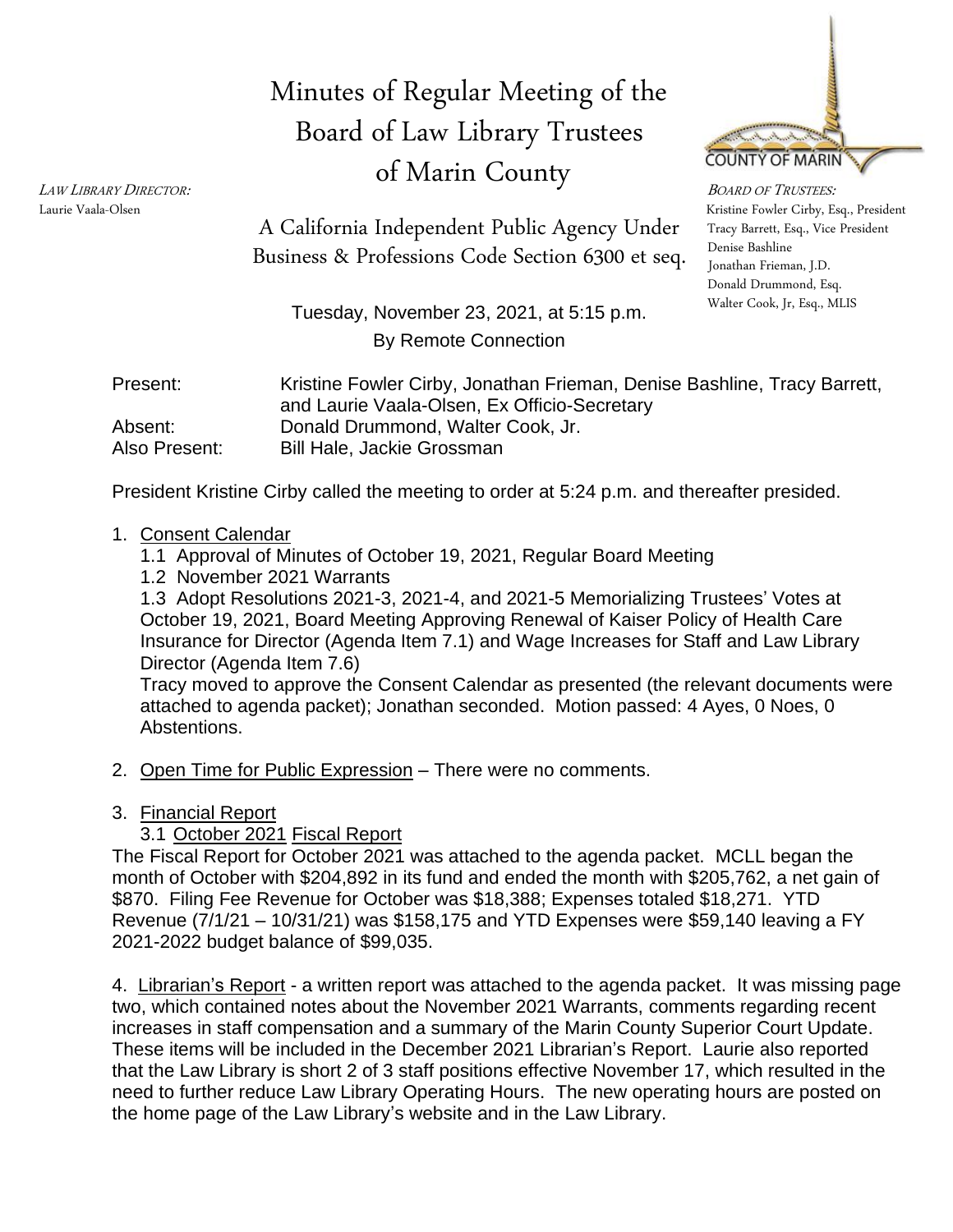# Minutes of Regular Meeting of the Board of Law Library Trustees of Marin County

*LAW LIBRARY DIRECTOR:*
Laurie Vaala-Olsen

A California Independent Public Agency Under Business & Professions Code Section 6300 et seq.

*BOARD OF TRUSTEES:*
Kristine Fowler Cirby, Esq., President
Tracy Barrett, Esq., Vice President
Denise Bashline
Jonathan Frieman, J.D.
Donald Drummond, Esq.
Walter Cook, Jr, Esq., MLIS

Tuesday, November 23, 2021, at 5:15 p.m.
By Remote Connection

| | |
|---|---|
| Present: | Kristine Fowler Cirby, Jonathan Frieman, Denise Bashline, Tracy Barrett, and Laurie Vaala-Olsen, Ex Officio-Secretary |
| Absent: | Donald Drummond, Walter Cook, Jr. |
| Also Present: | Bill Hale, Jackie Grossman |

President Kristine Cirby called the meeting to order at 5:24 p.m. and thereafter presided.

1. Consent Calendar
   1.1 Approval of Minutes of October 19, 2021, Regular Board Meeting
   1.2 November 2021 Warrants
   1.3 Adopt Resolutions 2021-3, 2021-4, and 2021-5 Memorializing Trustees' Votes at October 19, 2021, Board Meeting Approving Renewal of Kaiser Policy of Health Care Insurance for Director (Agenda Item 7.1) and Wage Increases for Staff and Law Library Director (Agenda Item 7.6)
   Tracy moved to approve the Consent Calendar as presented (the relevant documents were attached to agenda packet); Jonathan seconded. Motion passed: 4 Ayes, 0 Noes, 0 Abstentions.

2. Open Time for Public Expression – There were no comments.

3. Financial Report
   3.1 October 2021 Fiscal Report

The Fiscal Report for October 2021 was attached to the agenda packet. MCLL began the month of October with $204,892 in its fund and ended the month with $205,762, a net gain of $870. Filing Fee Revenue for October was $18,388; Expenses totaled $18,271. YTD Revenue (7/1/21 – 10/31/21) was $158,175 and YTD Expenses were $59,140 leaving a FY 2021-2022 budget balance of $99,035.

4. Librarian's Report - a written report was attached to the agenda packet. It was missing page two, which contained notes about the November 2021 Warrants, comments regarding recent increases in staff compensation and a summary of the Marin County Superior Court Update. These items will be included in the December 2021 Librarian's Report. Laurie also reported that the Law Library is short 2 of 3 staff positions effective November 17, which resulted in the need to further reduce Law Library Operating Hours. The new operating hours are posted on the home page of the Law Library's website and in the Law Library.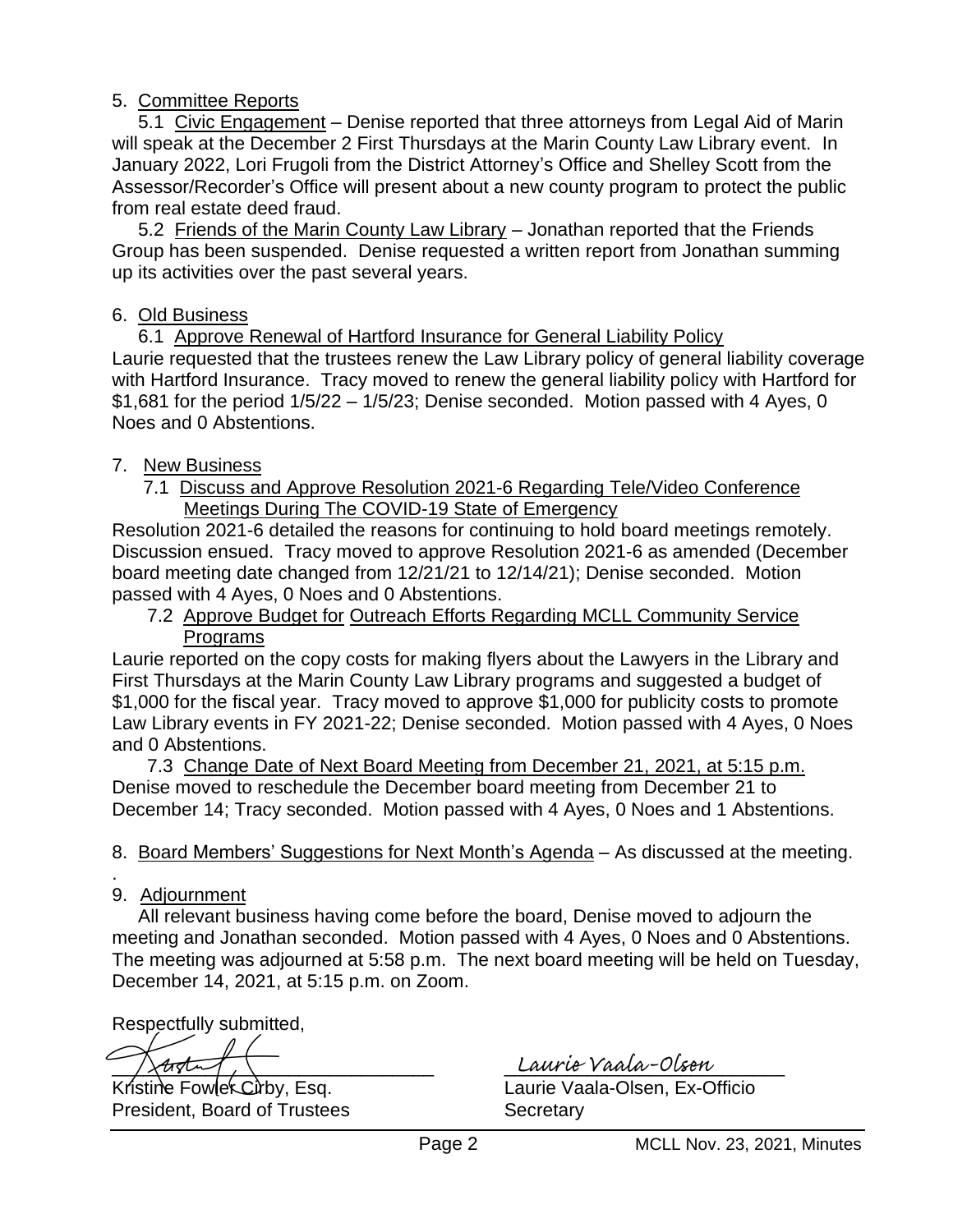5. Committee Reports

5.1 Civic Engagement – Denise reported that three attorneys from Legal Aid of Marin will speak at the December 2 First Thursdays at the Marin County Law Library event. In January 2022, Lori Frugoli from the District Attorney's Office and Shelley Scott from the Assessor/Recorder's Office will present about a new county program to protect the public from real estate deed fraud.

5.2 Friends of the Marin County Law Library – Jonathan reported that the Friends Group has been suspended. Denise requested a written report from Jonathan summing up its activities over the past several years.

6. Old Business

6.1 Approve Renewal of Hartford Insurance for General Liability Policy

Laurie requested that the trustees renew the Law Library policy of general liability coverage with Hartford Insurance. Tracy moved to renew the general liability policy with Hartford for $1,681 for the period 1/5/22 – 1/5/23; Denise seconded. Motion passed with 4 Ayes, 0 Noes and 0 Abstentions.

7. New Business

7.1 Discuss and Approve Resolution 2021-6 Regarding Tele/Video Conference Meetings During The COVID-19 State of Emergency

Resolution 2021-6 detailed the reasons for continuing to hold board meetings remotely. Discussion ensued. Tracy moved to approve Resolution 2021-6 as amended (December board meeting date changed from 12/21/21 to 12/14/21); Denise seconded. Motion passed with 4 Ayes, 0 Noes and 0 Abstentions.

7.2 Approve Budget for Outreach Efforts Regarding MCLL Community Service Programs

Laurie reported on the copy costs for making flyers about the Lawyers in the Library and First Thursdays at the Marin County Law Library programs and suggested a budget of $1,000 for the fiscal year. Tracy moved to approve $1,000 for publicity costs to promote Law Library events in FY 2021-22; Denise seconded. Motion passed with 4 Ayes, 0 Noes and 0 Abstentions.

7.3 Change Date of Next Board Meeting from December 21, 2021, at 5:15 p.m.

Denise moved to reschedule the December board meeting from December 21 to December 14; Tracy seconded. Motion passed with 4 Ayes, 0 Noes and 1 Abstentions.

8. Board Members' Suggestions for Next Month's Agenda – As discussed at the meeting.

.

9. Adjournment

All relevant business having come before the board, Denise moved to adjourn the meeting and Jonathan seconded. Motion passed with 4 Ayes, 0 Noes and 0 Abstentions. The meeting was adjourned at 5:58 p.m. The next board meeting will be held on Tuesday, December 14, 2021, at 5:15 p.m. on Zoom.

Respectfully submitted,

Kristine Fowler Cirby, Esq.
President, Board of Trustees

*Laurie Vaala-Olsen*

Laurie Vaala-Olsen, Ex-Officio
Secretary